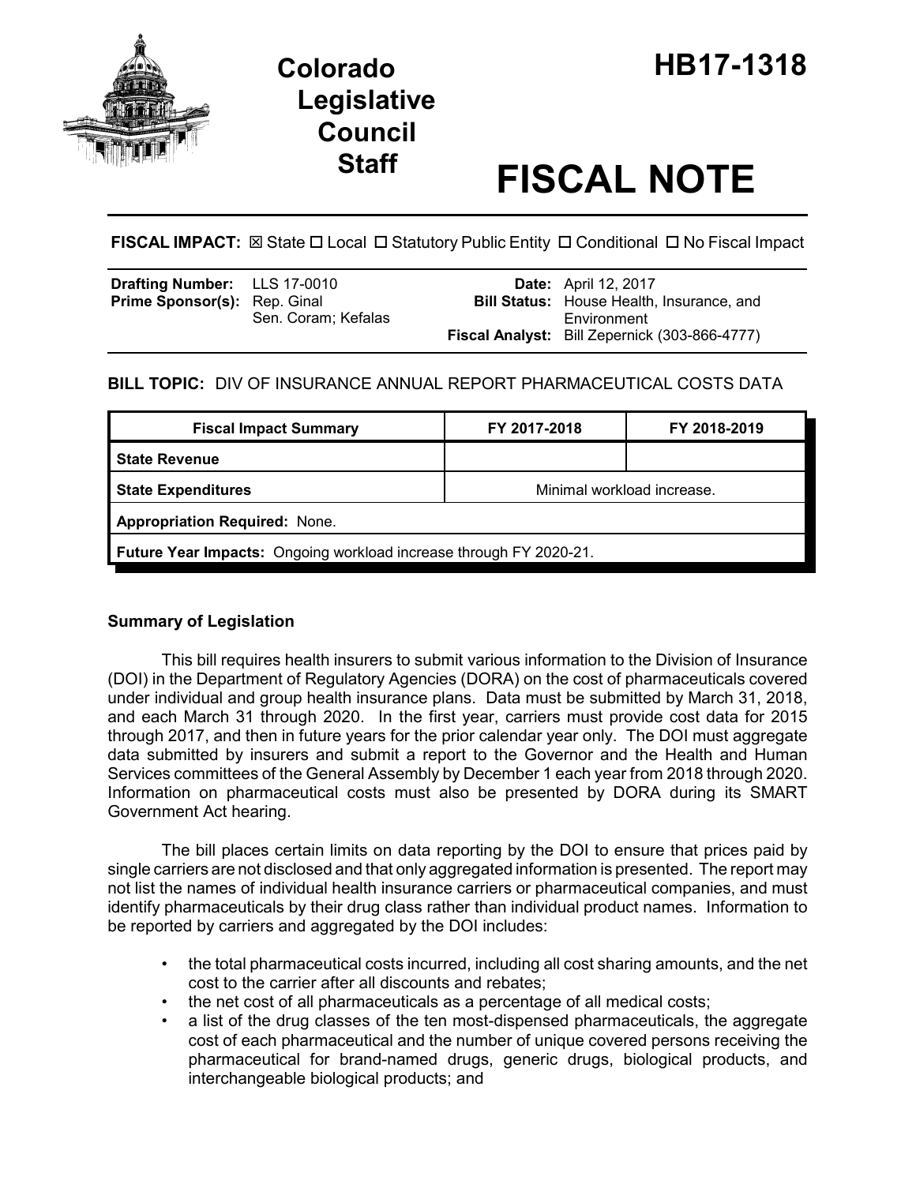# Colorado Legislative Council Staff

# HB17-1318

# FISCAL NOTE

**FISCAL IMPACT:** ☒ State ☐ Local ☐ Statutory Public Entity ☐ Conditional ☐ No Fiscal Impact

| | | | |
|---|---|---|---|
| **Drafting Number:** | LLS 17-0010 | **Date:** | April 12, 2017 |
| **Prime Sponsor(s):** | Rep. Ginal<br>Sen. Coram; Kefalas | **Bill Status:** | House Health, Insurance, and Environment |
| | | **Fiscal Analyst:** | Bill Zepernick (303-866-4777) |

**BILL TOPIC:** DIV OF INSURANCE ANNUAL REPORT PHARMACEUTICAL COSTS DATA

| Fiscal Impact Summary | FY 2017-2018 | FY 2018-2019 |
|---|---|---|
| **State Revenue** | | |
| **State Expenditures** | Minimal workload increase. | |
| **Appropriation Required:** None. | | |
| **Future Year Impacts:** Ongoing workload increase through FY 2020-21. | | |

## Summary of Legislation

This bill requires health insurers to submit various information to the Division of Insurance (DOI) in the Department of Regulatory Agencies (DORA) on the cost of pharmaceuticals covered under individual and group health insurance plans. Data must be submitted by March 31, 2018, and each March 31 through 2020. In the first year, carriers must provide cost data for 2015 through 2017, and then in future years for the prior calendar year only. The DOI must aggregate data submitted by insurers and submit a report to the Governor and the Health and Human Services committees of the General Assembly by December 1 each year from 2018 through 2020. Information on pharmaceutical costs must also be presented by DORA during its SMART Government Act hearing.

The bill places certain limits on data reporting by the DOI to ensure that prices paid by single carriers are not disclosed and that only aggregated information is presented. The report may not list the names of individual health insurance carriers or pharmaceutical companies, and must identify pharmaceuticals by their drug class rather than individual product names. Information to be reported by carriers and aggregated by the DOI includes:

- the total pharmaceutical costs incurred, including all cost sharing amounts, and the net cost to the carrier after all discounts and rebates;
- the net cost of all pharmaceuticals as a percentage of all medical costs;
- a list of the drug classes of the ten most-dispensed pharmaceuticals, the aggregate cost of each pharmaceutical and the number of unique covered persons receiving the pharmaceutical for brand-named drugs, generic drugs, biological products, and interchangeable biological products; and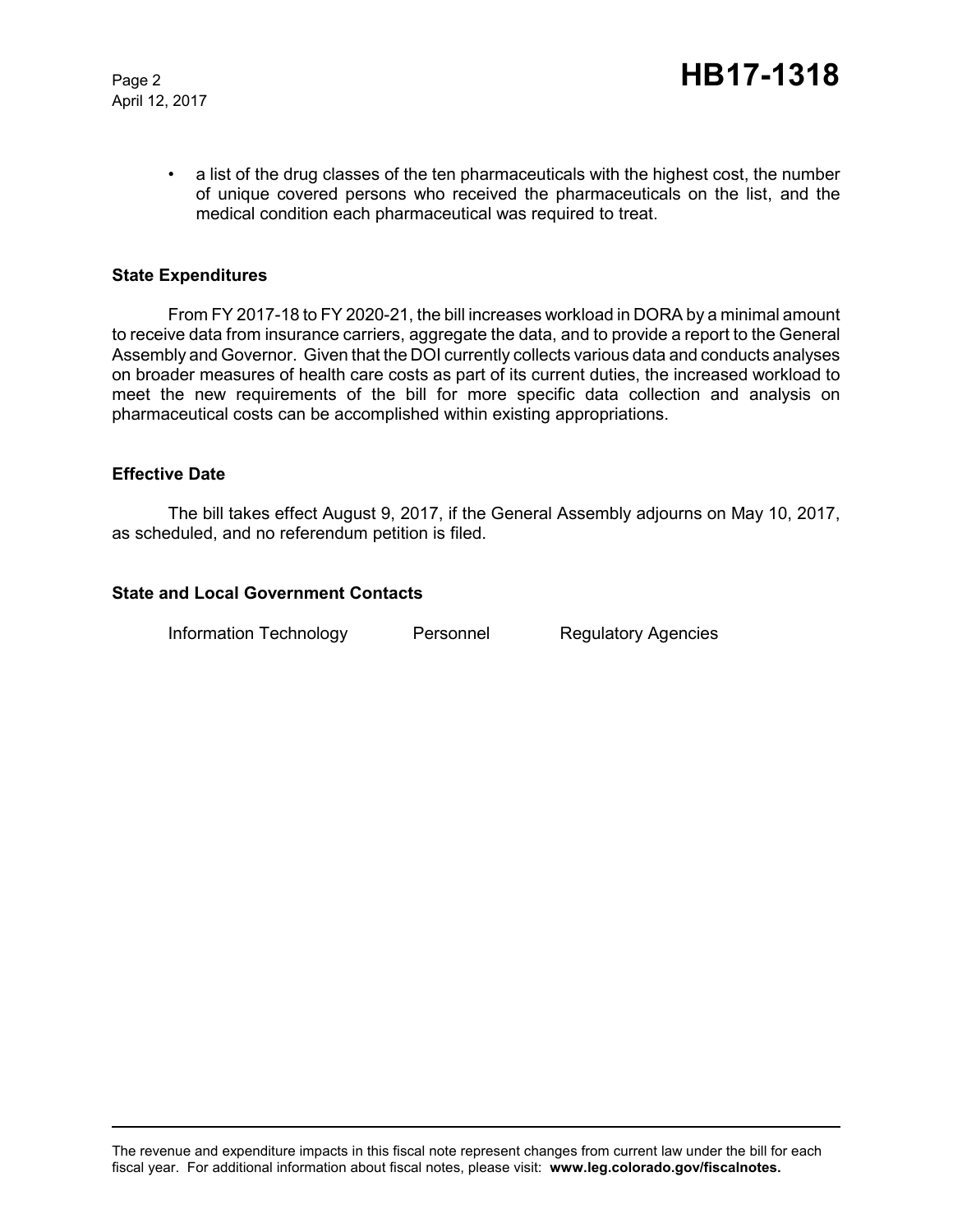- a list of the drug classes of the ten pharmaceuticals with the highest cost, the number of unique covered persons who received the pharmaceuticals on the list, and the medical condition each pharmaceutical was required to treat.

**State Expenditures**

From FY 2017-18 to FY 2020-21, the bill increases workload in DORA by a minimal amount to receive data from insurance carriers, aggregate the data, and to provide a report to the General Assembly and Governor. Given that the DOI currently collects various data and conducts analyses on broader measures of health care costs as part of its current duties, the increased workload to meet the new requirements of the bill for more specific data collection and analysis on pharmaceutical costs can be accomplished within existing appropriations.

**Effective Date**

The bill takes effect August 9, 2017, if the General Assembly adjourns on May 10, 2017, as scheduled, and no referendum petition is filed.

**State and Local Government Contacts**

Information Technology Personnel Regulatory Agencies

The revenue and expenditure impacts in this fiscal note represent changes from current law under the bill for each fiscal year. For additional information about fiscal notes, please visit: **www.leg.colorado.gov/fiscalnotes.**